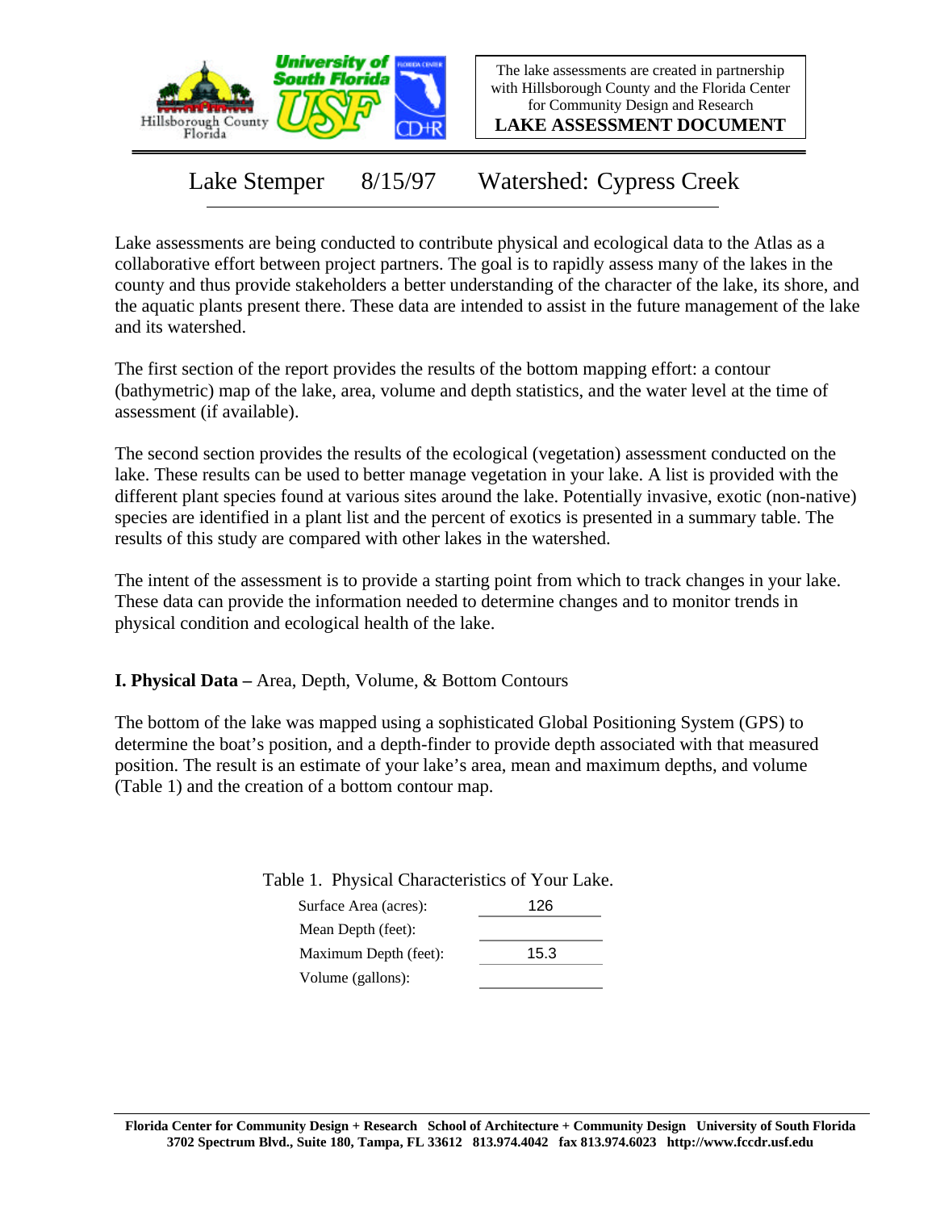The lake assessments are created in partnership with Hillsborough County and the Florida Center for Community Design and Research

**LAKE ASSESSMENT DOCUMENT**

# Lake Stemper 8/15/97 Watershed: Cypress Creek

Lake assessments are being conducted to contribute physical and ecological data to the Atlas as a collaborative effort between project partners. The goal is to rapidly assess many of the lakes in the county and thus provide stakeholders a better understanding of the character of the lake, its shore, and the aquatic plants present there. These data are intended to assist in the future management of the lake and its watershed.

The first section of the report provides the results of the bottom mapping effort: a contour (bathymetric) map of the lake, area, volume and depth statistics, and the water level at the time of assessment (if available).

The second section provides the results of the ecological (vegetation) assessment conducted on the lake. These results can be used to better manage vegetation in your lake. A list is provided with the different plant species found at various sites around the lake. Potentially invasive, exotic (non-native) species are identified in a plant list and the percent of exotics is presented in a summary table. The results of this study are compared with other lakes in the watershed.

The intent of the assessment is to provide a starting point from which to track changes in your lake. These data can provide the information needed to determine changes and to monitor trends in physical condition and ecological health of the lake.

## I. Physical Data – Area, Depth, Volume, & Bottom Contours

The bottom of the lake was mapped using a sophisticated Global Positioning System (GPS) to determine the boat's position, and a depth-finder to provide depth associated with that measured position. The result is an estimate of your lake's area, mean and maximum depths, and volume (Table 1) and the creation of a bottom contour map.

Table 1. Physical Characteristics of Your Lake.

| Characteristic | Value |
|---|---|
| Surface Area (acres): | 126 |
| Mean Depth (feet): | |
| Maximum Depth (feet): | 15.3 |
| Volume (gallons): | |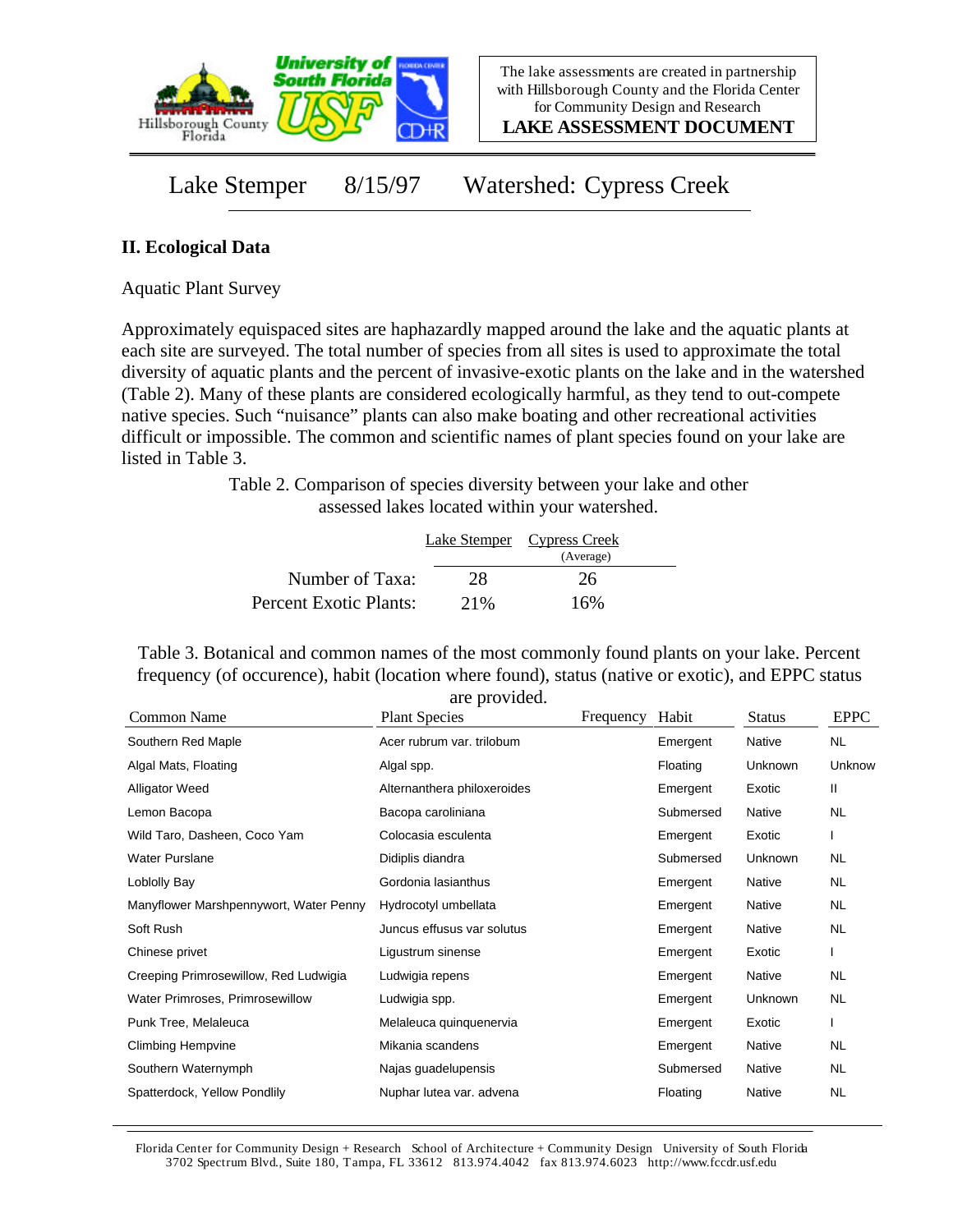The lake assessments are created in partnership with Hillsborough County and the Florida Center for Community Design and Research

**LAKE ASSESSMENT DOCUMENT**

# Lake Stemper 8/15/97 Watershed: Cypress Creek

## II. Ecological Data

Aquatic Plant Survey

Approximately equispaced sites are haphazardly mapped around the lake and the aquatic plants at each site are surveyed. The total number of species from all sites is used to approximate the total diversity of aquatic plants and the percent of invasive-exotic plants on the lake and in the watershed (Table 2). Many of these plants are considered ecologically harmful, as they tend to out-compete native species. Such "nuisance" plants can also make boating and other recreational activities difficult or impossible. The common and scientific names of plant species found on your lake are listed in Table 3.

Table 2. Comparison of species diversity between your lake and other assessed lakes located within your watershed.

| | Lake Stemper | Cypress Creek (Average) |
|---|---|---|
| Number of Taxa: | 28 | 26 |
| Percent Exotic Plants: | 21% | 16% |

Table 3. Botanical and common names of the most commonly found plants on your lake. Percent frequency (of occurence), habit (location where found), status (native or exotic), and EPPC status are provided.

| Common Name | Plant Species | Frequency | Habit | Status | EPPC |
|---|---|---|---|---|---|
| Southern Red Maple | Acer rubrum var. trilobum | | Emergent | Native | NL |
| Algal Mats, Floating | Algal spp. | | Floating | Unknown | Unknow |
| Alligator Weed | Alternanthera philoxeroides | | Emergent | Exotic | II |
| Lemon Bacopa | Bacopa caroliniana | | Submersed | Native | NL |
| Wild Taro, Dasheen, Coco Yam | Colocasia esculenta | | Emergent | Exotic | I |
| Water Purslane | Didiplis diandra | | Submersed | Unknown | NL |
| Loblolly Bay | Gordonia lasianthus | | Emergent | Native | NL |
| Manyflower Marshpennywort, Water Penny | Hydrocotyl umbellata | | Emergent | Native | NL |
| Soft Rush | Juncus effusus var solutus | | Emergent | Native | NL |
| Chinese privet | Ligustrum sinense | | Emergent | Exotic | I |
| Creeping Primrosewillow, Red Ludwigia | Ludwigia repens | | Emergent | Native | NL |
| Water Primroses, Primrosewillow | Ludwigia spp. | | Emergent | Unknown | NL |
| Punk Tree, Melaleuca | Melaleuca quinquenervia | | Emergent | Exotic | I |
| Climbing Hempvine | Mikania scandens | | Emergent | Native | NL |
| Southern Waternymph | Najas guadelupensis | | Submersed | Native | NL |
| Spatterdock, Yellow Pondlily | Nuphar lutea var. advena | | Floating | Native | NL |

Florida Center for Community Design + Research School of Architecture + Community Design University of South Florida 3702 Spectrum Blvd., Suite 180, Tampa, FL 33612 813.974.4042 fax 813.974.6023 http://www.fccdr.usf.edu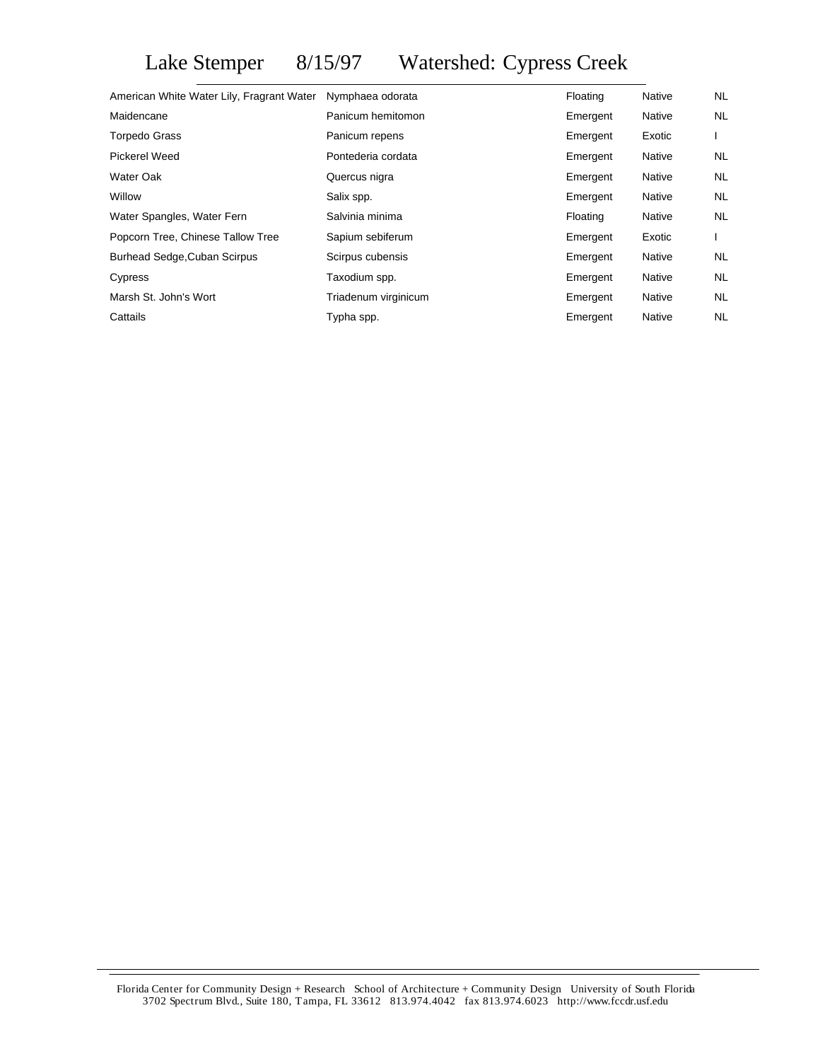# Lake Stemper 8/15/97 Watershed: Cypress Creek

| | | | | |
|---|---|---|---|---|
| American White Water Lily, Fragrant Water | Nymphaea odorata | Floating | Native | NL |
| Maidencane | Panicum hemitomon | Emergent | Native | NL |
| Torpedo Grass | Panicum repens | Emergent | Exotic | I |
| Pickerel Weed | Pontederia cordata | Emergent | Native | NL |
| Water Oak | Quercus nigra | Emergent | Native | NL |
| Willow | Salix spp. | Emergent | Native | NL |
| Water Spangles, Water Fern | Salvinia minima | Floating | Native | NL |
| Popcorn Tree, Chinese Tallow Tree | Sapium sebiferum | Emergent | Exotic | I |
| Burhead Sedge,Cuban Scirpus | Scirpus cubensis | Emergent | Native | NL |
| Cypress | Taxodium spp. | Emergent | Native | NL |
| Marsh St. John's Wort | Triadenum virginicum | Emergent | Native | NL |
| Cattails | Typha spp. | Emergent | Native | NL |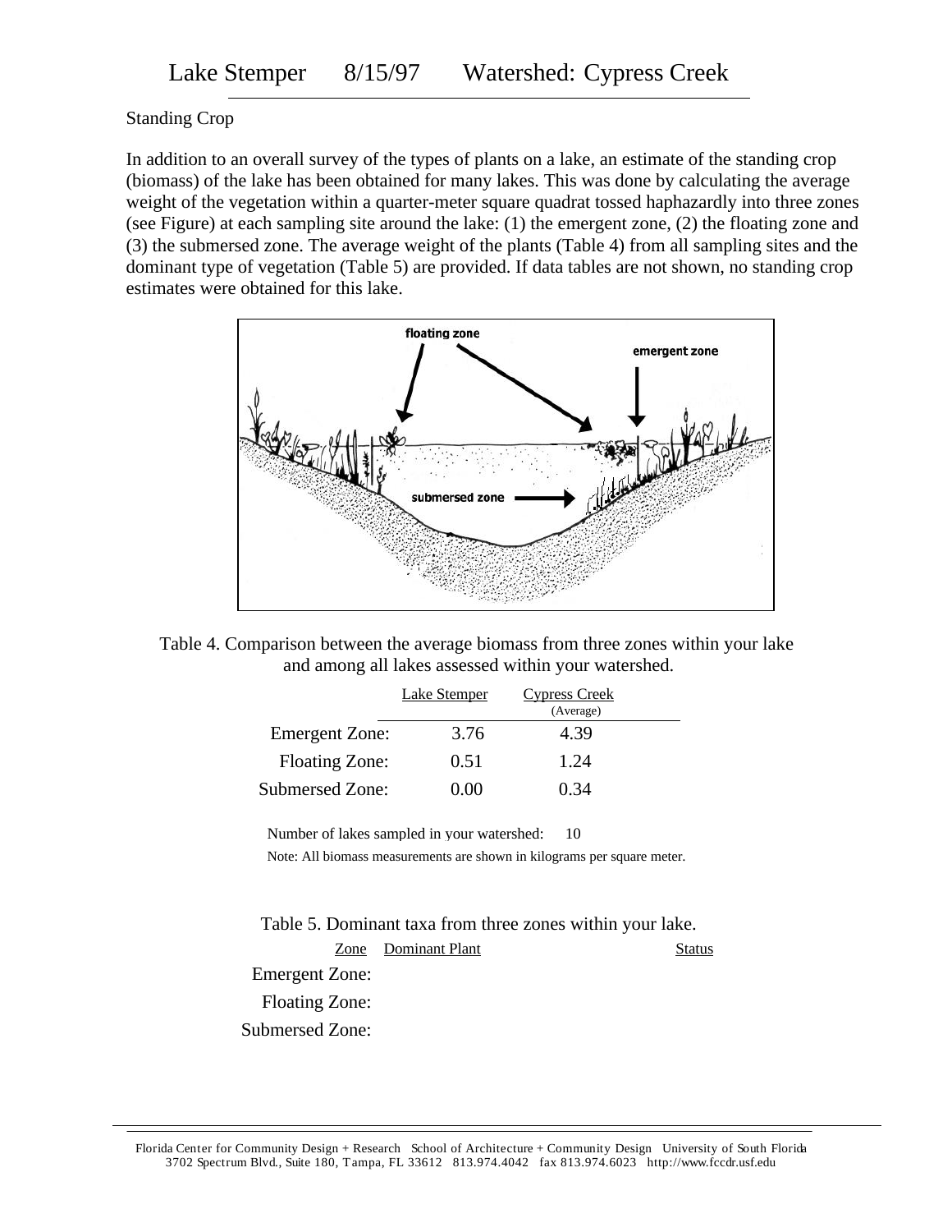# Lake Stemper 8/15/97 Watershed: Cypress Creek

## Standing Crop

In addition to an overall survey of the types of plants on a lake, an estimate of the standing crop (biomass) of the lake has been obtained for many lakes. This was done by calculating the average weight of the vegetation within a quarter-meter square quadrat tossed haphazardly into three zones (see Figure) at each sampling site around the lake: (1) the emergent zone, (2) the floating zone and (3) the submersed zone. The average weight of the plants (Table 4) from all sampling sites and the dominant type of vegetation (Table 5) are provided. If data tables are not shown, no standing crop estimates were obtained for this lake.

floating zone

emergent zone

submersed zone

Table 4. Comparison between the average biomass from three zones within your lake and among all lakes assessed within your watershed.

| | Lake Stemper | Cypress Creek (Average) |
|---|---|---|
| Emergent Zone: | 3.76 | 4.39 |
| Floating Zone: | 0.51 | 1.24 |
| Submersed Zone: | 0.00 | 0.34 |

Number of lakes sampled in your watershed: 10

Note: All biomass measurements are shown in kilograms per square meter.

Table 5. Dominant taxa from three zones within your lake.

| Zone | Dominant Plant | Status |
|---|---|---|
| Emergent Zone: | | |
| Floating Zone: | | |
| Submersed Zone: | | |

Florida Center for Community Design + Research School of Architecture + Community Design University of South Florida
3702 Spectrum Blvd., Suite 180, Tampa, FL 33612 813.974.4042 fax 813.974.6023 http://www.fccdr.usf.edu